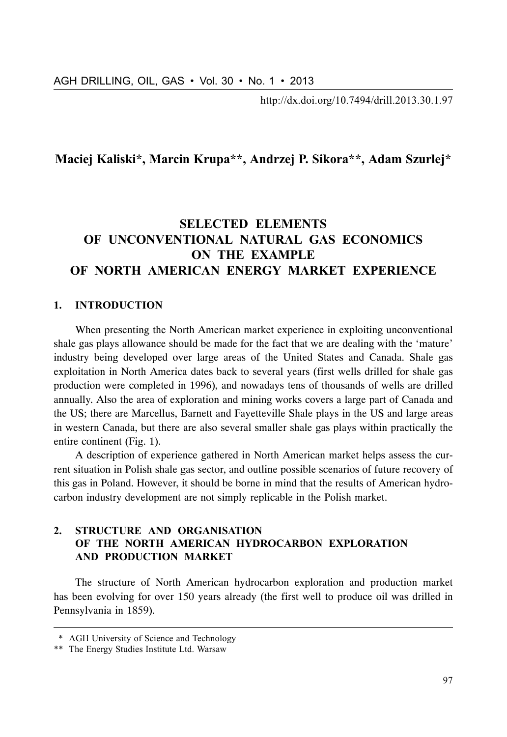http://dx.doi.org/10.7494/drill.2013.30.1.97

**Maciej Kaliski*, Marcin Krupa**, Andrzej P. Sikora**, Adam Szurlej***

# SELECTED ELEMENTS OF UNCONVENTIONAL NATURAL GAS ECONOMICS ON THE EXAMPLE OF NORTH AMERICAN ENERGY MARKET EXPERIENCE

## 1. INTRODUCTION

When presenting the North American market experience in exploiting unconventional shale gas plays allowance should be made for the fact that we are dealing with the 'mature' industry being developed over large areas of the United States and Canada. Shale gas exploitation in North America dates back to several years (first wells drilled for shale gas production were completed in 1996), and nowadays tens of thousands of wells are drilled annually. Also the area of exploration and mining works covers a large part of Canada and the US; there are Marcellus, Barnett and Fayetteville Shale plays in the US and large areas in western Canada, but there are also several smaller shale gas plays within practically the entire continent (Fig. 1).

A description of experience gathered in North American market helps assess the current situation in Polish shale gas sector, and outline possible scenarios of future recovery of this gas in Poland. However, it should be borne in mind that the results of American hydrocarbon industry development are not simply replicable in the Polish market.

## 2. STRUCTURE AND ORGANISATION OF THE NORTH AMERICAN HYDROCARBON EXPLORATION AND PRODUCTION MARKET

The structure of North American hydrocarbon exploration and production market has been evolving for over 150 years already (the first well to produce oil was drilled in Pennsylvania in 1859).

\* AGH University of Science and Technology

\*\* The Energy Studies Institute Ltd. Warsaw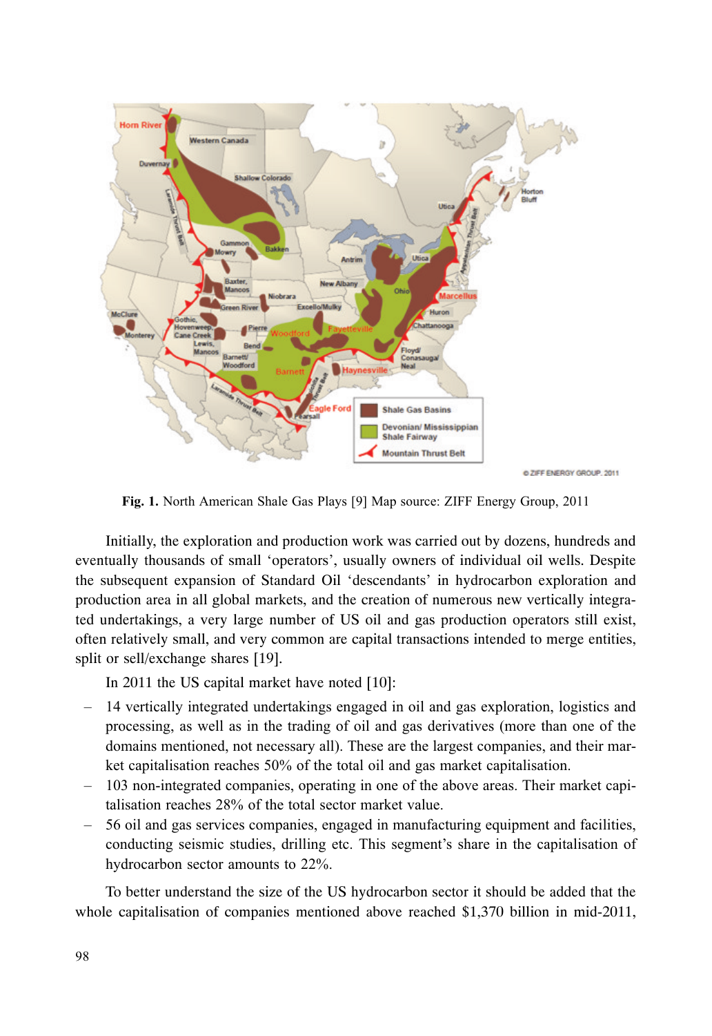Fig. 1. North American Shale Gas Plays [9] Map source: ZIFF Energy Group, 2011

Initially, the exploration and production work was carried out by dozens, hundreds and eventually thousands of small 'operators', usually owners of individual oil wells. Despite the subsequent expansion of Standard Oil 'descendants' in hydrocarbon exploration and production area in all global markets, and the creation of numerous new vertically integrated undertakings, a very large number of US oil and gas production operators still exist, often relatively small, and very common are capital transactions intended to merge entities, split or sell/exchange shares [19].

In 2011 the US capital market have noted [10]:

- 14 vertically integrated undertakings engaged in oil and gas exploration, logistics and processing, as well as in the trading of oil and gas derivatives (more than one of the domains mentioned, not necessary all). These are the largest companies, and their market capitalisation reaches 50% of the total oil and gas market capitalisation.
- 103 non-integrated companies, operating in one of the above areas. Their market capitalisation reaches 28% of the total sector market value.
- 56 oil and gas services companies, engaged in manufacturing equipment and facilities, conducting seismic studies, drilling etc. This segment's share in the capitalisation of hydrocarbon sector amounts to 22%.

To better understand the size of the US hydrocarbon sector it should be added that the whole capitalisation of companies mentioned above reached $1,370 billion in mid-2011,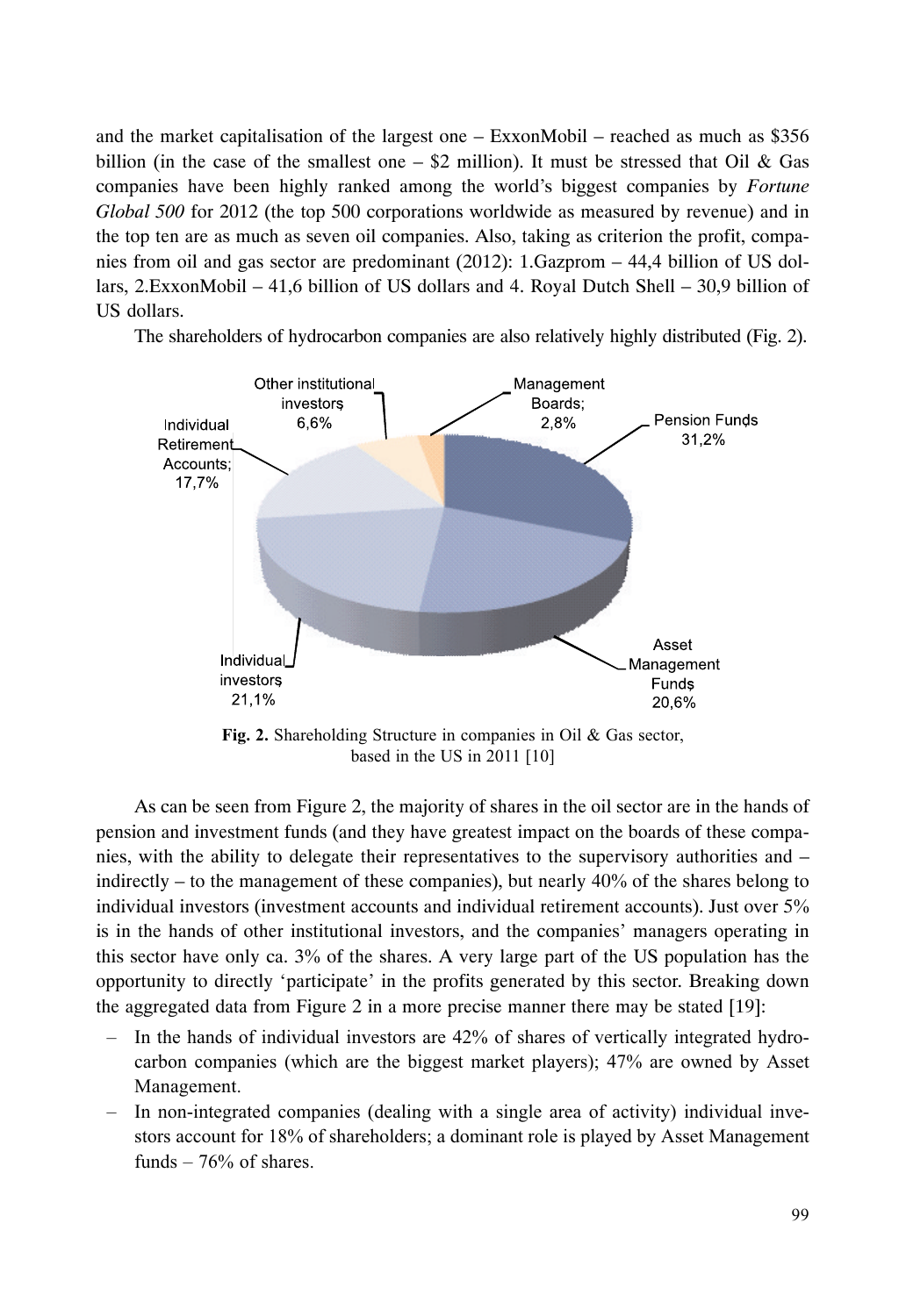and the market capitalisation of the largest one – ExxonMobil – reached as much as $356 billion (in the case of the smallest one – $2 million). It must be stressed that Oil & Gas companies have been highly ranked among the world's biggest companies by *Fortune Global 500* for 2012 (the top 500 corporations worldwide as measured by revenue) and in the top ten are as much as seven oil companies. Also, taking as criterion the profit, companies from oil and gas sector are predominant (2012): 1.Gazprom – 44,4 billion of US dollars, 2.ExxonMobil – 41,6 billion of US dollars and 4. Royal Dutch Shell – 30,9 billion of US dollars.

The shareholders of hydrocarbon companies are also relatively highly distributed (Fig. 2).

Other institutional investors; 6,6%
Management Boards; 2,8%
Pension Funds 31,2%
Individual Retirement Accounts; 17,7%
Individual investors 21,1%
Asset Management Funds 20,6%

**Fig. 2.** Shareholding Structure in companies in Oil & Gas sector, based in the US in 2011 [10]

As can be seen from Figure 2, the majority of shares in the oil sector are in the hands of pension and investment funds (and they have greatest impact on the boards of these companies, with the ability to delegate their representatives to the supervisory authorities and – indirectly – to the management of these companies), but nearly 40% of the shares belong to individual investors (investment accounts and individual retirement accounts). Just over 5% is in the hands of other institutional investors, and the companies' managers operating in this sector have only ca. 3% of the shares. A very large part of the US population has the opportunity to directly 'participate' in the profits generated by this sector. Breaking down the aggregated data from Figure 2 in a more precise manner there may be stated [19]:

– In the hands of individual investors are 42% of shares of vertically integrated hydrocarbon companies (which are the biggest market players); 47% are owned by Asset Management.
– In non-integrated companies (dealing with a single area of activity) individual investors account for 18% of shareholders; a dominant role is played by Asset Management funds – 76% of shares.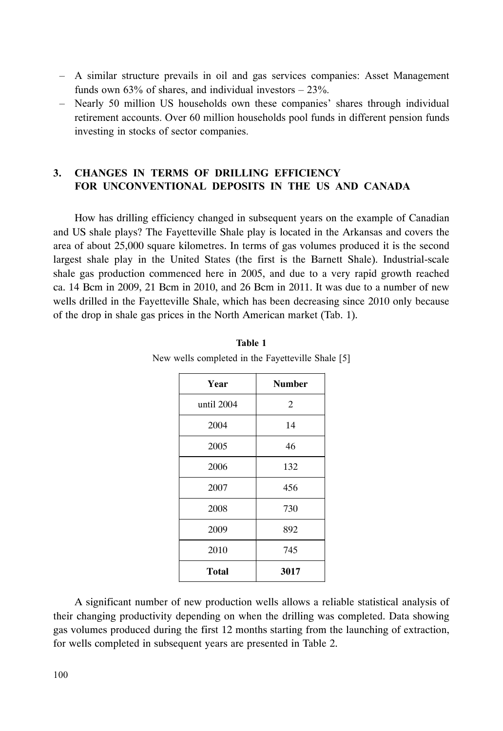– A similar structure prevails in oil and gas services companies: Asset Management funds own 63% of shares, and individual investors – 23%.
– Nearly 50 million US households own these companies' shares through individual retirement accounts. Over 60 million households pool funds in different pension funds investing in stocks of sector companies.

## 3. CHANGES IN TERMS OF DRILLING EFFICIENCY FOR UNCONVENTIONAL DEPOSITS IN THE US AND CANADA

How has drilling efficiency changed in subsequent years on the example of Canadian and US shale plays? The Fayetteville Shale play is located in the Arkansas and covers the area of about 25,000 square kilometres. In terms of gas volumes produced it is the second largest shale play in the United States (the first is the Barnett Shale). Industrial-scale shale gas production commenced here in 2005, and due to a very rapid growth reached ca. 14 Bcm in 2009, 21 Bcm in 2010, and 26 Bcm in 2011. It was due to a number of new wells drilled in the Fayetteville Shale, which has been decreasing since 2010 only because of the drop in shale gas prices in the North American market (Tab. 1).

**Table 1**

New wells completed in the Fayetteville Shale [5]

| Year | Number |
|---|---|
| until 2004 | 2 |
| 2004 | 14 |
| 2005 | 46 |
| 2006 | 132 |
| 2007 | 456 |
| 2008 | 730 |
| 2009 | 892 |
| 2010 | 745 |
| **Total** | **3017** |

A significant number of new production wells allows a reliable statistical analysis of their changing productivity depending on when the drilling was completed. Data showing gas volumes produced during the first 12 months starting from the launching of extraction, for wells completed in subsequent years are presented in Table 2.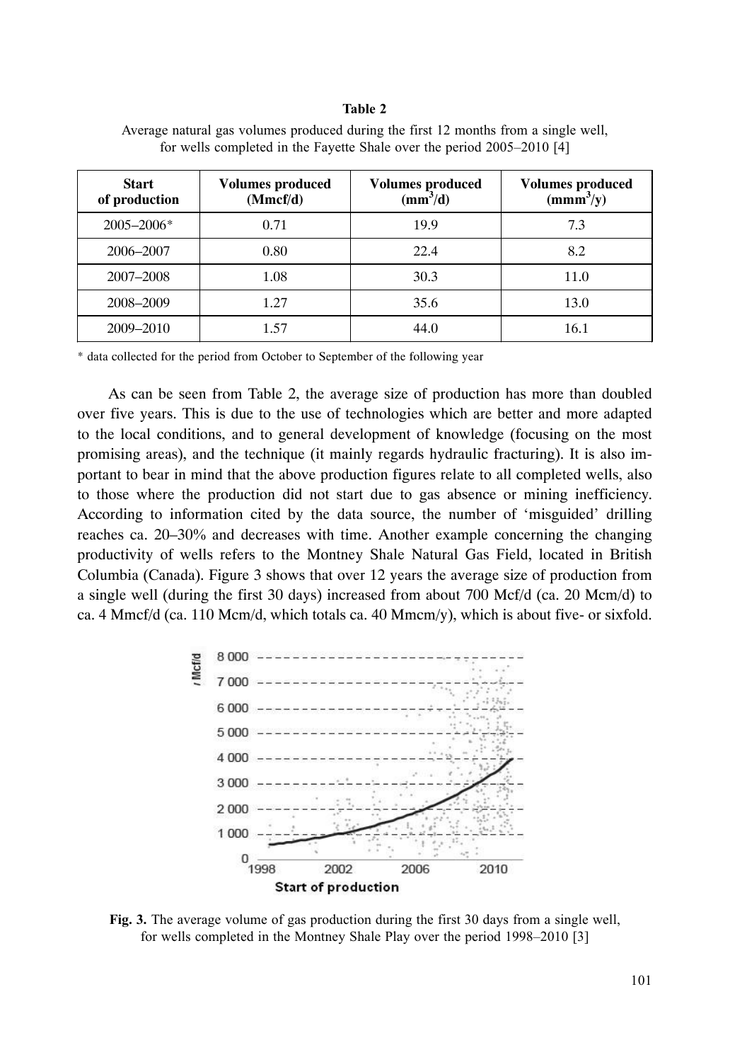**Table 2**

Average natural gas volumes produced during the first 12 months from a single well, for wells completed in the Fayette Shale over the period 2005–2010 [4]

| Start of production | Volumes produced (Mmcf/d) | Volumes produced ($mm^3/d$) | Volumes produced ($mmm^3/y$) |
|---|---|---|---|
| 2005–2006* | 0.71 | 19.9 | 7.3 |
| 2006–2007 | 0.80 | 22.4 | 8.2 |
| 2007–2008 | 1.08 | 30.3 | 11.0 |
| 2008–2009 | 1.27 | 35.6 | 13.0 |
| 2009–2010 | 1.57 | 44.0 | 16.1 |

* data collected for the period from October to September of the following year

As can be seen from Table 2, the average size of production has more than doubled over five years. This is due to the use of technologies which are better and more adapted to the local conditions, and to general development of knowledge (focusing on the most promising areas), and the technique (it mainly regards hydraulic fracturing). It is also important to bear in mind that the above production figures relate to all completed wells, also to those where the production did not start due to gas absence or mining inefficiency. According to information cited by the data source, the number of 'misguided' drilling reaches ca. 20–30% and decreases with time. Another example concerning the changing productivity of wells refers to the Montney Shale Natural Gas Field, located in British Columbia (Canada). Figure 3 shows that over 12 years the average size of production from a single well (during the first 30 days) increased from about 700 Mcf/d (ca. 20 Mcm/d) to ca. 4 Mmcf/d (ca. 110 Mcm/d, which totals ca. 40 Mmcm/y), which is about five- or sixfold.

Mcf/d
8 000
7 000
6 000
5 000
4 000
3 000
2 000
1 000
0
1998
2002
2006
2010
Start of production

**Fig. 3.** The average volume of gas production during the first 30 days from a single well, for wells completed in the Montney Shale Play over the period 1998–2010 [3]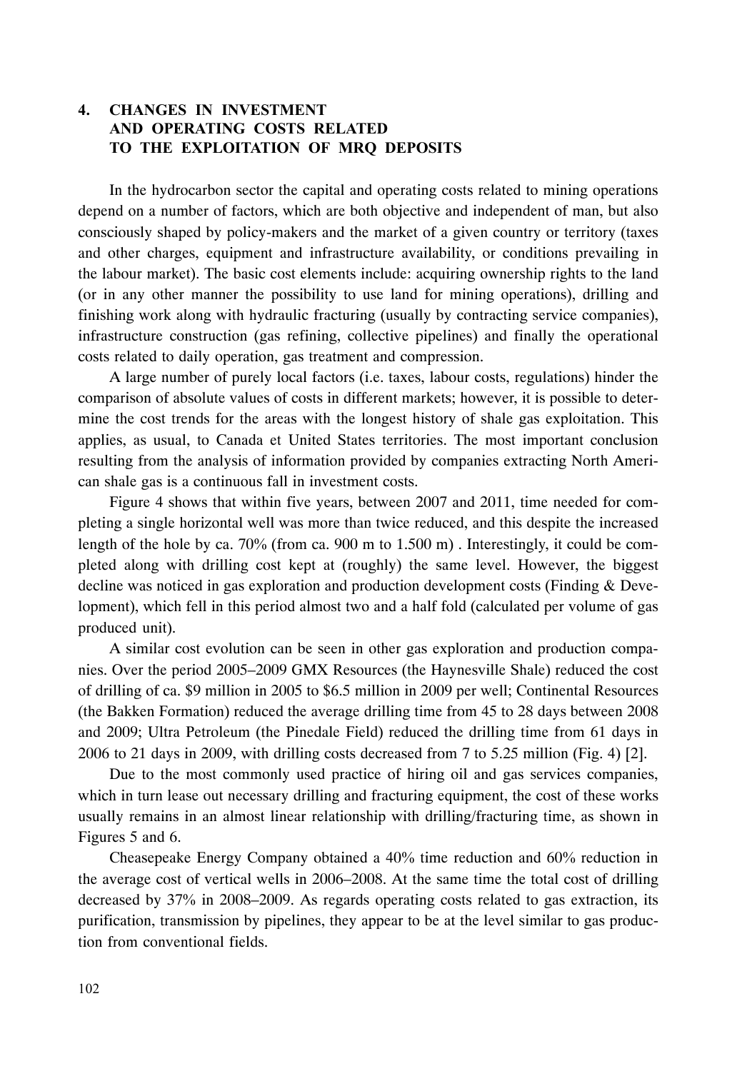## 4. CHANGES IN INVESTMENT AND OPERATING COSTS RELATED TO THE EXPLOITATION OF MRQ DEPOSITS

In the hydrocarbon sector the capital and operating costs related to mining operations depend on a number of factors, which are both objective and independent of man, but also consciously shaped by policy-makers and the market of a given country or territory (taxes and other charges, equipment and infrastructure availability, or conditions prevailing in the labour market). The basic cost elements include: acquiring ownership rights to the land (or in any other manner the possibility to use land for mining operations), drilling and finishing work along with hydraulic fracturing (usually by contracting service companies), infrastructure construction (gas refining, collective pipelines) and finally the operational costs related to daily operation, gas treatment and compression.

A large number of purely local factors (i.e. taxes, labour costs, regulations) hinder the comparison of absolute values of costs in different markets; however, it is possible to determine the cost trends for the areas with the longest history of shale gas exploitation. This applies, as usual, to Canada et United States territories. The most important conclusion resulting from the analysis of information provided by companies extracting North American shale gas is a continuous fall in investment costs.

Figure 4 shows that within five years, between 2007 and 2011, time needed for completing a single horizontal well was more than twice reduced, and this despite the increased length of the hole by ca. 70% (from ca. 900 m to 1.500 m) . Interestingly, it could be completed along with drilling cost kept at (roughly) the same level. However, the biggest decline was noticed in gas exploration and production development costs (Finding & Development), which fell in this period almost two and a half fold (calculated per volume of gas produced unit).

A similar cost evolution can be seen in other gas exploration and production companies. Over the period 2005–2009 GMX Resources (the Haynesville Shale) reduced the cost of drilling of ca. \$9 million in 2005 to \$6.5 million in 2009 per well; Continental Resources (the Bakken Formation) reduced the average drilling time from 45 to 28 days between 2008 and 2009; Ultra Petroleum (the Pinedale Field) reduced the drilling time from 61 days in 2006 to 21 days in 2009, with drilling costs decreased from 7 to 5.25 million (Fig. 4) [2].

Due to the most commonly used practice of hiring oil and gas services companies, which in turn lease out necessary drilling and fracturing equipment, the cost of these works usually remains in an almost linear relationship with drilling/fracturing time, as shown in Figures 5 and 6.

Cheasepeake Energy Company obtained a 40% time reduction and 60% reduction in the average cost of vertical wells in 2006–2008. At the same time the total cost of drilling decreased by 37% in 2008–2009. As regards operating costs related to gas extraction, its purification, transmission by pipelines, they appear to be at the level similar to gas production from conventional fields.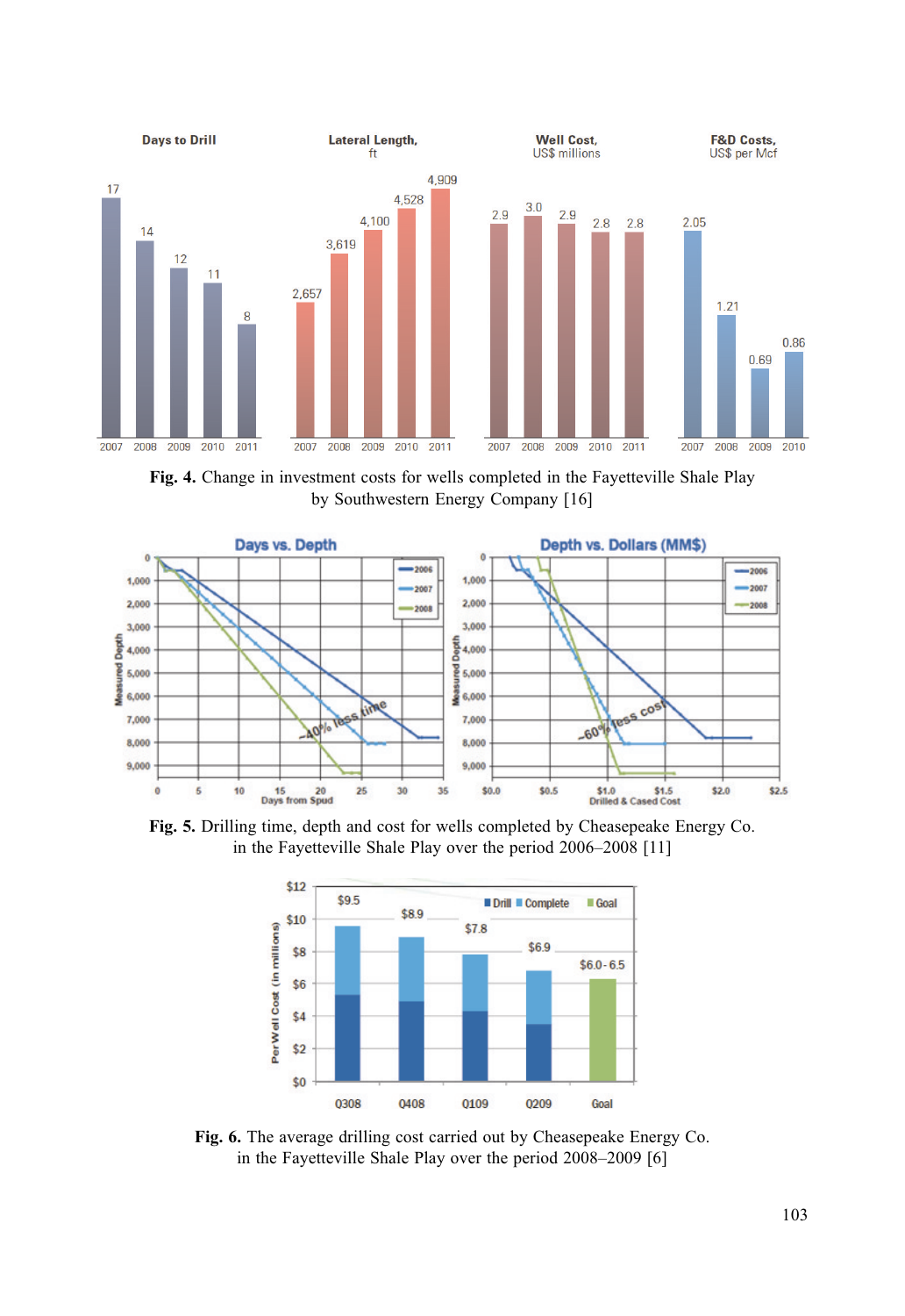Days to Drill

17
14
12
11
8

2007 2008 2009 2010 2011

Lateral Length,
ft

2,657
3,619
4,100
4,528
4,909

2007 2008 2009 2010 2011

Well Cost,
US$ millions

2.9
3.0
2.9
2.8
2.8

2007 2008 2009 2010 2011

F&D Costs,
US$ per Mcf

2.05
1.21
0.69
0.86

2007 2008 2009 2010

**Fig. 4.** Change in investment costs for wells completed in the Fayetteville Shale Play by Southwestern Energy Company [16]

Days vs. Depth

2006
2007
2008

Measured Depth

0
1,000
2,000
3,000
4,000
5,000
6,000
7,000
8,000
9,000

~40% less time

0 5 10 15 20 25 30 35

Days from Spud

Depth vs. Dollars (MM$)

2006
2007
2008

Measured Depth

0
1,000
2,000
3,000
4,000
5,000
6,000
7,000
8,000
9,000

~60% less cost

$0.0 $0.5 $1.0 $1.5 $2.0 $2.5

Drilled & Cased Cost

**Fig. 5.** Drilling time, depth and cost for wells completed by Chesapeake Energy Co. in the Fayetteville Shale Play over the period 2006–2008 [11]

Drill Complete Goal

Per Well Cost (in millions)

$12
$10
$8
$6
$4
$2
$0

$9.5
$8.9
$7.8
$6.9
$6.0-6.5

Q308 Q408 Q109 Q209 Goal

**Fig. 6.** The average drilling cost carried out by Cheasepeake Energy Co. in the Fayetteville Shale Play over the period 2008–2009 [6]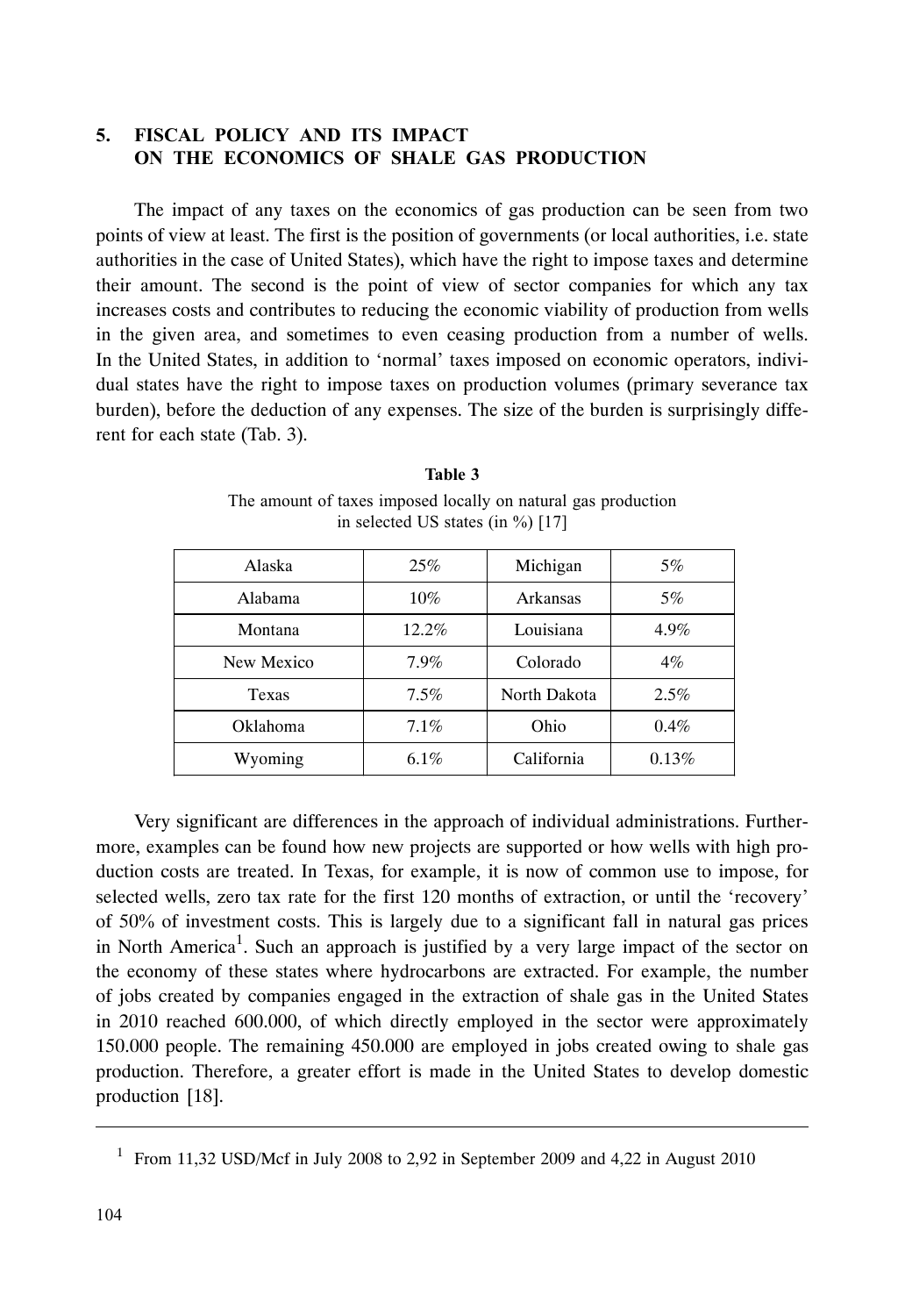## 5. FISCAL POLICY AND ITS IMPACT ON THE ECONOMICS OF SHALE GAS PRODUCTION

The impact of any taxes on the economics of gas production can be seen from two points of view at least. The first is the position of governments (or local authorities, i.e. state authorities in the case of United States), which have the right to impose taxes and determine their amount. The second is the point of view of sector companies for which any tax increases costs and contributes to reducing the economic viability of production from wells in the given area, and sometimes to even ceasing production from a number of wells. In the United States, in addition to 'normal' taxes imposed on economic operators, individual states have the right to impose taxes on production volumes (primary severance tax burden), before the deduction of any expenses. The size of the burden is surprisingly different for each state (Tab. 3).

**Table 3**

The amount of taxes imposed locally on natural gas production in selected US states (in %) [17]

| | | | |
|---|---|---|---|
| Alaska | 25% | Michigan | 5% |
| Alabama | 10% | Arkansas | 5% |
| Montana | 12.2% | Louisiana | 4.9% |
| New Mexico | 7.9% | Colorado | 4% |
| Texas | 7.5% | North Dakota | 2.5% |
| Oklahoma | 7.1% | Ohio | 0.4% |
| Wyoming | 6.1% | California | 0.13% |

Very significant are differences in the approach of individual administrations. Furthermore, examples can be found how new projects are supported or how wells with high production costs are treated. In Texas, for example, it is now of common use to impose, for selected wells, zero tax rate for the first 120 months of extraction, or until the 'recovery' of 50% of investment costs. This is largely due to a significant fall in natural gas prices in North America[1]. Such an approach is justified by a very large impact of the sector on the economy of these states where hydrocarbons are extracted. For example, the number of jobs created by companies engaged in the extraction of shale gas in the United States in 2010 reached 600.000, of which directly employed in the sector were approximately 150.000 people. The remaining 450.000 are employed in jobs created owing to shale gas production. Therefore, a greater effort is made in the United States to develop domestic production [18].

---

[1] From 11,32 USD/Mcf in July 2008 to 2,92 in September 2009 and 4,22 in August 2010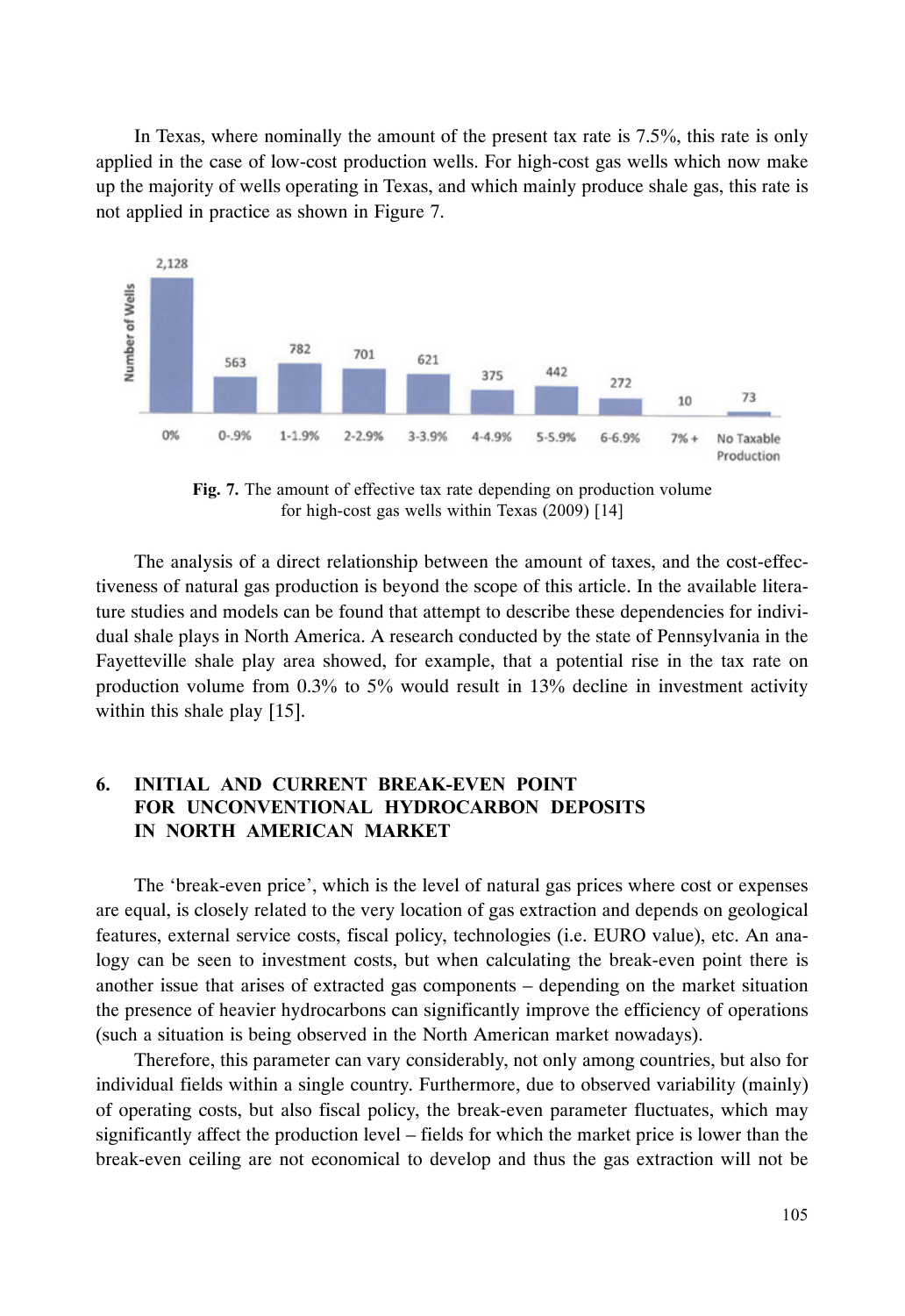In Texas, where nominally the amount of the present tax rate is 7.5%, this rate is only applied in the case of low-cost production wells. For high-cost gas wells which now make up the majority of wells operating in Texas, and which mainly produce shale gas, this rate is not applied in practice as shown in Figure 7.

Number of Wells

2,128
563
782
701
621
375
442
272
10
73

0%
0-.9%
1-1.9%
2-2.9%
3-3.9%
4-4.9%
5-5.9%
6-6.9%
7% +
No Taxable Production

**Fig. 7.** The amount of effective tax rate depending on production volume for high-cost gas wells within Texas (2009) [14]

The analysis of a direct relationship between the amount of taxes, and the cost-effectiveness of natural gas production is beyond the scope of this article. In the available literature studies and models can be found that attempt to describe these dependencies for individual shale plays in North America. A research conducted by the state of Pennsylvania in the Fayetteville shale play area showed, for example, that a potential rise in the tax rate on production volume from 0.3% to 5% would result in 13% decline in investment activity within this shale play [15].

## 6. INITIAL AND CURRENT BREAK-EVEN POINT FOR UNCONVENTIONAL HYDROCARBON DEPOSITS IN NORTH AMERICAN MARKET

The 'break-even price', which is the level of natural gas prices where cost or expenses are equal, is closely related to the very location of gas extraction and depends on geological features, external service costs, fiscal policy, technologies (i.e. EURO value), etc. An analogy can be seen to investment costs, but when calculating the break-even point there is another issue that arises of extracted gas components – depending on the market situation the presence of heavier hydrocarbons can significantly improve the efficiency of operations (such a situation is being observed in the North American market nowadays).

Therefore, this parameter can vary considerably, not only among countries, but also for individual fields within a single country. Furthermore, due to observed variability (mainly) of operating costs, but also fiscal policy, the break-even parameter fluctuates, which may significantly affect the production level – fields for which the market price is lower than the break-even ceiling are not economical to develop and thus the gas extraction will not be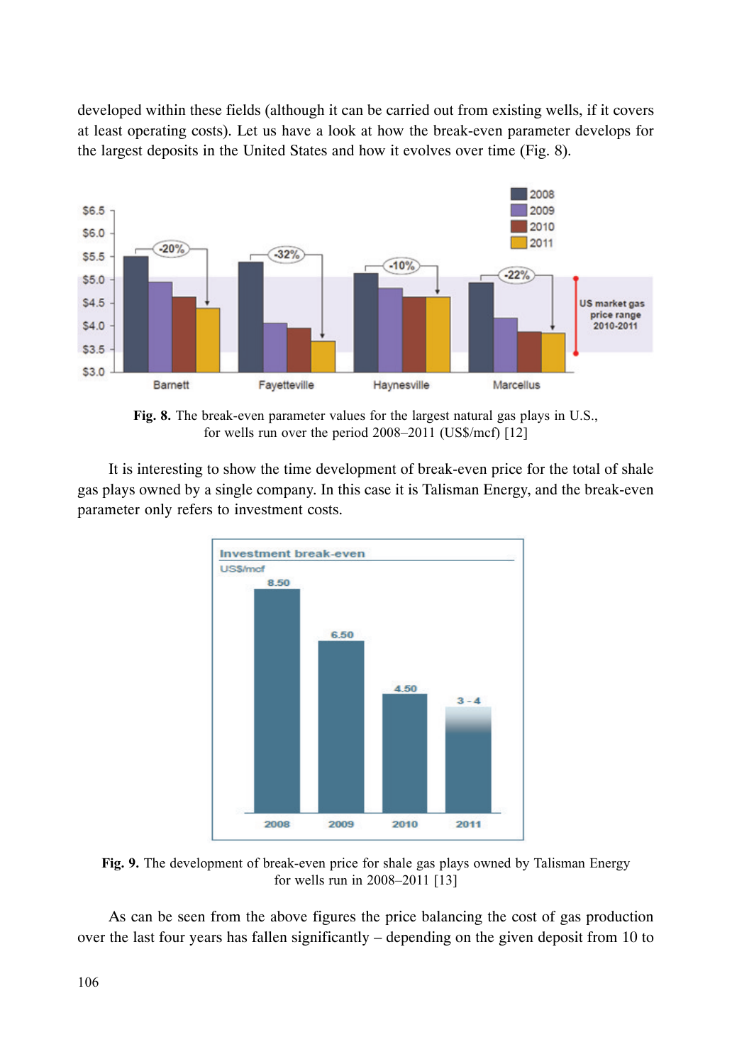developed within these fields (although it can be carried out from existing wells, if it covers at least operating costs). Let us have a look at how the break-even parameter develops for the largest deposits in the United States and how it evolves over time (Fig. 8).

$6.5
$6.0
$5.5
$5.0
$4.5
$4.0
$3.5
$3.0

2008
2009
2010
2011

-20%
-32%
-10%
-22%

US market gas price range 2010-2011

Barnett
Fayetteville
Haynesville
Marcellus

**Fig. 8.** The break-even parameter values for the largest natural gas plays in U.S., for wells run over the period 2008–2011 (US$/mcf) [12]

It is interesting to show the time development of break-even price for the total of shale gas plays owned by a single company. In this case it is Talisman Energy, and the break-even parameter only refers to investment costs.

Investment break-even
US$/mcf

8.50
6.50
4.50
3 - 4

2008
2009
2010
2011

**Fig. 9.** The development of break-even price for shale gas plays owned by Talisman Energy for wells run in 2008–2011 [13]

As can be seen from the above figures the price balancing the cost of gas production over the last four years has fallen significantly – depending on the given deposit from 10 to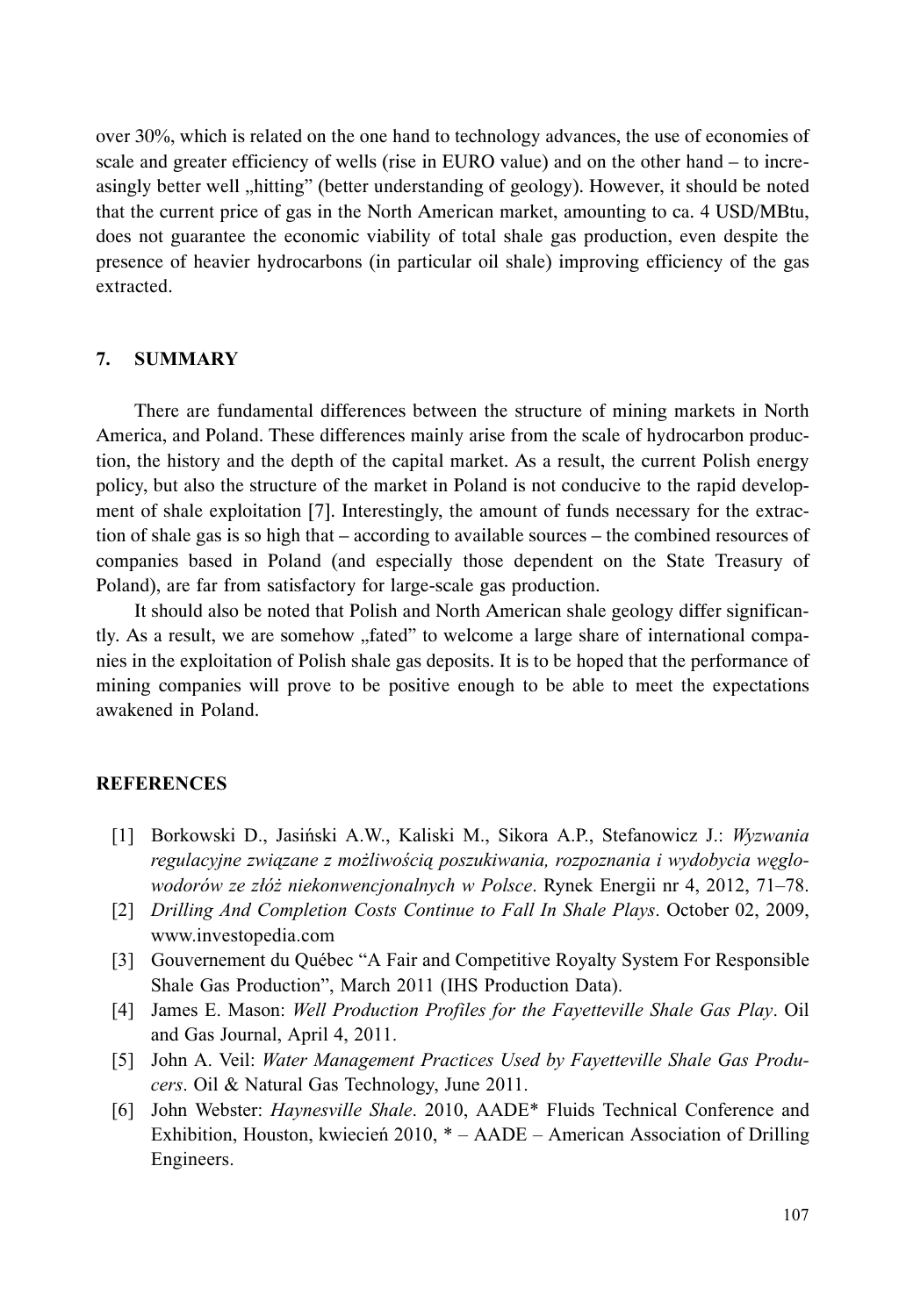over 30%, which is related on the one hand to technology advances, the use of economies of scale and greater efficiency of wells (rise in EURO value) and on the other hand – to increasingly better well „hitting" (better understanding of geology). However, it should be noted that the current price of gas in the North American market, amounting to ca. 4 USD/MBtu, does not guarantee the economic viability of total shale gas production, even despite the presence of heavier hydrocarbons (in particular oil shale) improving efficiency of the gas extracted.

## 7. SUMMARY

There are fundamental differences between the structure of mining markets in North America, and Poland. These differences mainly arise from the scale of hydrocarbon production, the history and the depth of the capital market. As a result, the current Polish energy policy, but also the structure of the market in Poland is not conducive to the rapid development of shale exploitation [7]. Interestingly, the amount of funds necessary for the extraction of shale gas is so high that – according to available sources – the combined resources of companies based in Poland (and especially those dependent on the State Treasury of Poland), are far from satisfactory for large-scale gas production.

It should also be noted that Polish and North American shale geology differ significantly. As a result, we are somehow „fated" to welcome a large share of international companies in the exploitation of Polish shale gas deposits. It is to be hoped that the performance of mining companies will prove to be positive enough to be able to meet the expectations awakened in Poland.

## REFERENCES

[1] Borkowski D., Jasiński A.W., Kaliski M., Sikora A.P., Stefanowicz J.: *Wyzwania regulacyjne związane z możliwością poszukiwania, rozpoznania i wydobycia węglowodorów ze złóż niekonwencjonalnych w Polsce*. Rynek Energii nr 4, 2012, 71–78.

[2] *Drilling And Completion Costs Continue to Fall In Shale Plays*. October 02, 2009, www.investopedia.com

[3] Gouvernement du Québec "A Fair and Competitive Royalty System For Responsible Shale Gas Production", March 2011 (IHS Production Data).

[4] James E. Mason: *Well Production Profiles for the Fayetteville Shale Gas Play*. Oil and Gas Journal, April 4, 2011.

[5] John A. Veil: *Water Management Practices Used by Fayetteville Shale Gas Producers*. Oil & Natural Gas Technology, June 2011.

[6] John Webster: *Haynesville Shale*. 2010, AADE* Fluids Technical Conference and Exhibition, Houston, kwiecień 2010, * – AADE – American Association of Drilling Engineers.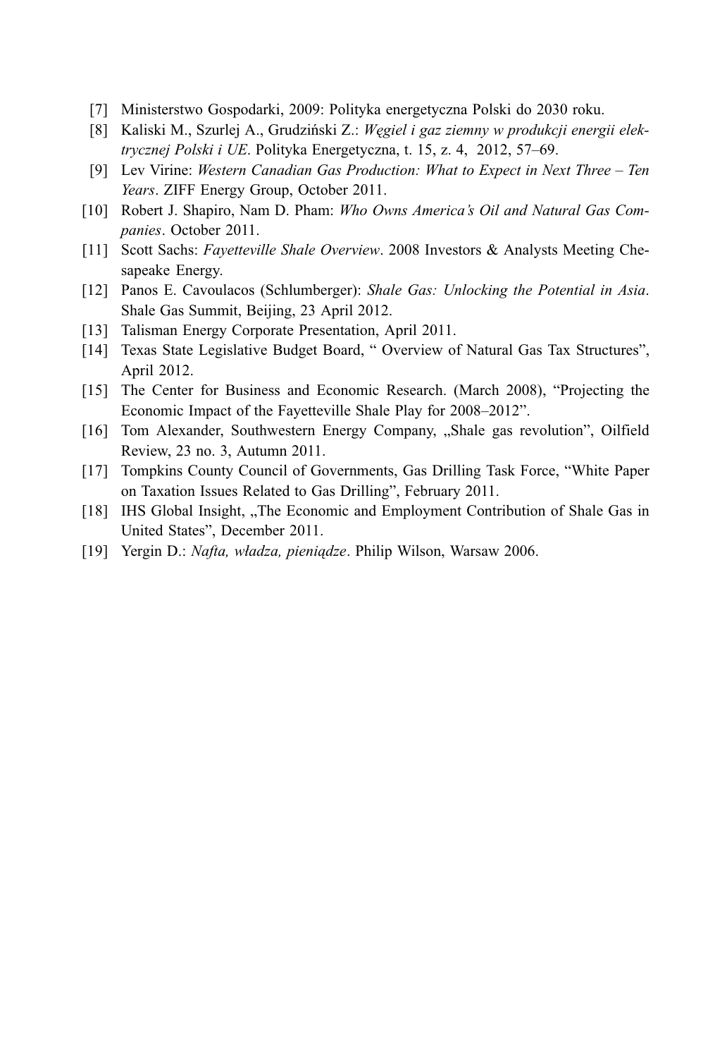[7] Ministerstwo Gospodarki, 2009: Polityka energetyczna Polski do 2030 roku.

[8] Kaliski M., Szurlej A., Grudziński Z.: *Węgiel i gaz ziemny w produkcji energii elektrycznej Polski i UE*. Polityka Energetyczna, t. 15, z. 4, 2012, 57–69.

[9] Lev Virine: *Western Canadian Gas Production: What to Expect in Next Three – Ten Years*. ZIFF Energy Group, October 2011.

[10] Robert J. Shapiro, Nam D. Pham: *Who Owns America's Oil and Natural Gas Companies*. October 2011.

[11] Scott Sachs: *Fayetteville Shale Overview*. 2008 Investors & Analysts Meeting Chesapeake Energy.

[12] Panos E. Cavoulacos (Schlumberger): *Shale Gas: Unlocking the Potential in Asia*. Shale Gas Summit, Beijing, 23 April 2012.

[13] Talisman Energy Corporate Presentation, April 2011.

[14] Texas State Legislative Budget Board, " Overview of Natural Gas Tax Structures", April 2012.

[15] The Center for Business and Economic Research. (March 2008), "Projecting the Economic Impact of the Fayetteville Shale Play for 2008–2012".

[16] Tom Alexander, Southwestern Energy Company, „Shale gas revolution", Oilfield Review, 23 no. 3, Autumn 2011.

[17] Tompkins County Council of Governments, Gas Drilling Task Force, "White Paper on Taxation Issues Related to Gas Drilling", February 2011.

[18] IHS Global Insight, „The Economic and Employment Contribution of Shale Gas in United States", December 2011.

[19] Yergin D.: *Nafta, władza, pieniądze*. Philip Wilson, Warsaw 2006.